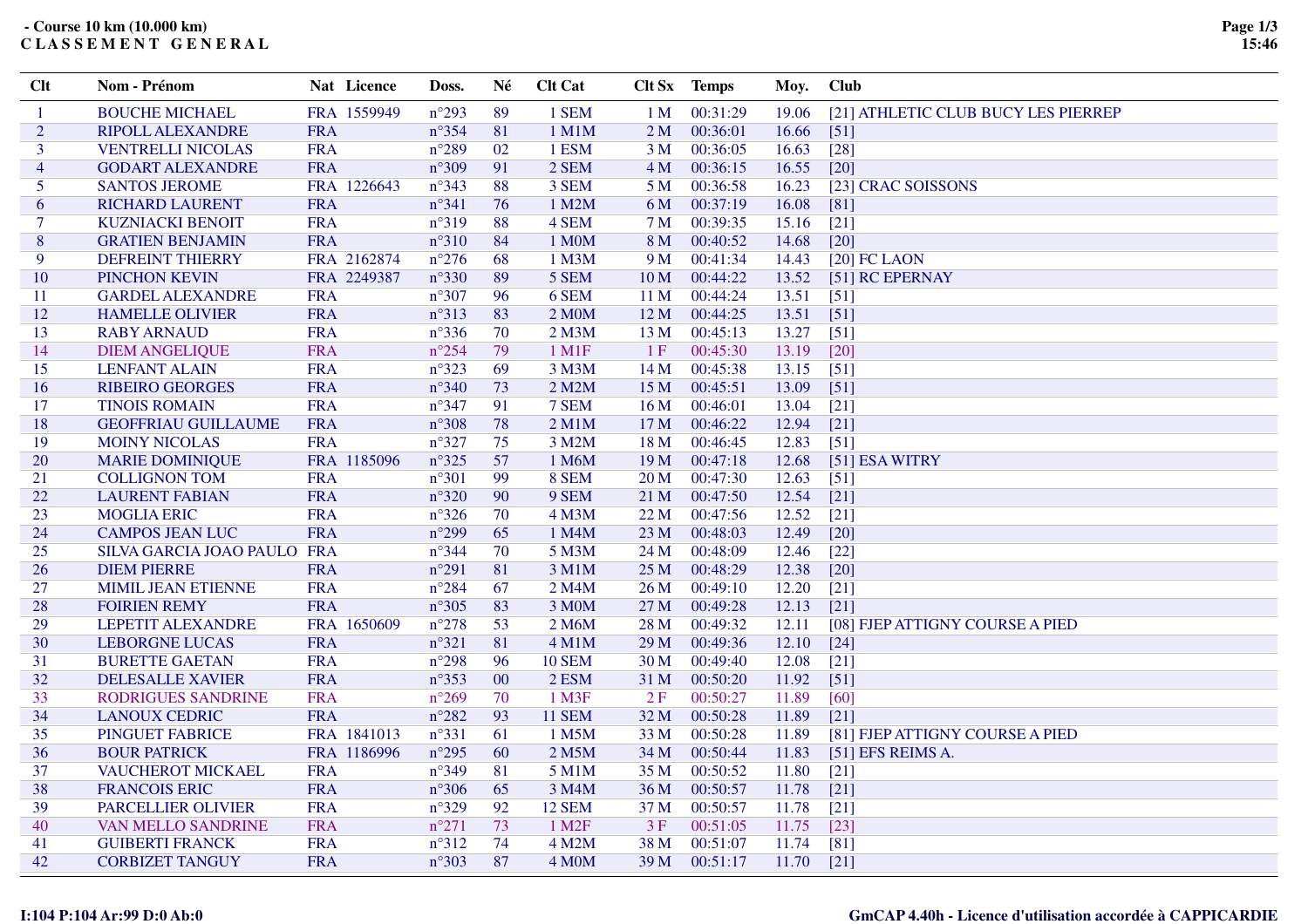**- Course 10 km (10.000 km)**
**C L A S S E M E N T   G E N E R A L**

| Clt | Nom - Prénom | Nat | Licence | Doss. | Né | Clt Cat | Clt Sx | Temps | Moy. | Club |
|---|---|---|---|---|---|---|---|---|---|---|
| 1 | BOUCHE MICHAEL | FRA | 1559949 | n°293 | 89 | 1 SEM | 1 M | 00:31:29 | 19.06 | [21] ATHLETIC CLUB BUCY LES PIERREP |
| 2 | RIPOLL ALEXANDRE | FRA | | n°354 | 81 | 1 M1M | 2 M | 00:36:01 | 16.66 | [51] |
| 3 | VENTRELLI NICOLAS | FRA | | n°289 | 02 | 1 ESM | 3 M | 00:36:05 | 16.63 | [28] |
| 4 | GODART ALEXANDRE | FRA | | n°309 | 91 | 2 SEM | 4 M | 00:36:15 | 16.55 | [20] |
| 5 | SANTOS JEROME | FRA | 1226643 | n°343 | 88 | 3 SEM | 5 M | 00:36:58 | 16.23 | [23] CRAC SOISSONS |
| 6 | RICHARD LAURENT | FRA | | n°341 | 76 | 1 M2M | 6 M | 00:37:19 | 16.08 | [81] |
| 7 | KUZNIACKI BENOIT | FRA | | n°319 | 88 | 4 SEM | 7 M | 00:39:35 | 15.16 | [21] |
| 8 | GRATIEN BENJAMIN | FRA | | n°310 | 84 | 1 M0M | 8 M | 00:40:52 | 14.68 | [20] |
| 9 | DEFREINT THIERRY | FRA | 2162874 | n°276 | 68 | 1 M3M | 9 M | 00:41:34 | 14.43 | [20] FC LAON |
| 10 | PINCHON KEVIN | FRA | 2249387 | n°330 | 89 | 5 SEM | 10 M | 00:44:22 | 13.52 | [51] RC EPERNAY |
| 11 | GARDEL ALEXANDRE | FRA | | n°307 | 96 | 6 SEM | 11 M | 00:44:24 | 13.51 | [51] |
| 12 | HAMELLE OLIVIER | FRA | | n°313 | 83 | 2 M0M | 12 M | 00:44:25 | 13.51 | [51] |
| 13 | RABY ARNAUD | FRA | | n°336 | 70 | 2 M3M | 13 M | 00:45:13 | 13.27 | [51] |
| 14 | DIEM ANGELIQUE | FRA | | n°254 | 79 | 1 M1F | 1 F | 00:45:30 | 13.19 | [20] |
| 15 | LENFANT ALAIN | FRA | | n°323 | 69 | 3 M3M | 14 M | 00:45:38 | 13.15 | [51] |
| 16 | RIBEIRO GEORGES | FRA | | n°340 | 73 | 2 M2M | 15 M | 00:45:51 | 13.09 | [51] |
| 17 | TINOIS ROMAIN | FRA | | n°347 | 91 | 7 SEM | 16 M | 00:46:01 | 13.04 | [21] |
| 18 | GEOFFRIAU GUILLAUME | FRA | | n°308 | 78 | 2 M1M | 17 M | 00:46:22 | 12.94 | [21] |
| 19 | MOINY NICOLAS | FRA | | n°327 | 75 | 3 M2M | 18 M | 00:46:45 | 12.83 | [51] |
| 20 | MARIE DOMINIQUE | FRA | 1185096 | n°325 | 57 | 1 M6M | 19 M | 00:47:18 | 12.68 | [51] ESA WITRY |
| 21 | COLLIGNON TOM | FRA | | n°301 | 99 | 8 SEM | 20 M | 00:47:30 | 12.63 | [51] |
| 22 | LAURENT FABIAN | FRA | | n°320 | 90 | 9 SEM | 21 M | 00:47:50 | 12.54 | [21] |
| 23 | MOGLIA ERIC | FRA | | n°326 | 70 | 4 M3M | 22 M | 00:47:56 | 12.52 | [21] |
| 24 | CAMPOS JEAN LUC | FRA | | n°299 | 65 | 1 M4M | 23 M | 00:48:03 | 12.49 | [20] |
| 25 | SILVA GARCIA JOAO PAULO | FRA | | n°344 | 70 | 5 M3M | 24 M | 00:48:09 | 12.46 | [22] |
| 26 | DIEM PIERRE | FRA | | n°291 | 81 | 3 M1M | 25 M | 00:48:29 | 12.38 | [20] |
| 27 | MIMIL JEAN ETIENNE | FRA | | n°284 | 67 | 2 M4M | 26 M | 00:49:10 | 12.20 | [21] |
| 28 | FOIRIEN REMY | FRA | | n°305 | 83 | 3 M0M | 27 M | 00:49:28 | 12.13 | [21] |
| 29 | LEPETIT ALEXANDRE | FRA | 1650609 | n°278 | 53 | 2 M6M | 28 M | 00:49:32 | 12.11 | [08] FJEP ATTIGNY COURSE A PIED |
| 30 | LEBORGNE LUCAS | FRA | | n°321 | 81 | 4 M1M | 29 M | 00:49:36 | 12.10 | [24] |
| 31 | BURETTE GAETAN | FRA | | n°298 | 96 | 10 SEM | 30 M | 00:49:40 | 12.08 | [21] |
| 32 | DELESALLE XAVIER | FRA | | n°353 | 00 | 2 ESM | 31 M | 00:50:20 | 11.92 | [51] |
| 33 | RODRIGUES SANDRINE | FRA | | n°269 | 70 | 1 M3F | 2 F | 00:50:27 | 11.89 | [60] |
| 34 | LANOUX CEDRIC | FRA | | n°282 | 93 | 11 SEM | 32 M | 00:50:28 | 11.89 | [21] |
| 35 | PINGUET FABRICE | FRA | 1841013 | n°331 | 61 | 1 M5M | 33 M | 00:50:28 | 11.89 | [81] FJEP ATTIGNY COURSE A PIED |
| 36 | BOUR PATRICK | FRA | 1186996 | n°295 | 60 | 2 M5M | 34 M | 00:50:44 | 11.83 | [51] EFS REIMS A. |
| 37 | VAUCHEROT MICKAEL | FRA | | n°349 | 81 | 5 M1M | 35 M | 00:50:52 | 11.80 | [21] |
| 38 | FRANCOIS ERIC | FRA | | n°306 | 65 | 3 M4M | 36 M | 00:50:57 | 11.78 | [21] |
| 39 | PARCELLIER OLIVIER | FRA | | n°329 | 92 | 12 SEM | 37 M | 00:50:57 | 11.78 | [21] |
| 40 | VAN MELLO SANDRINE | FRA | | n°271 | 73 | 1 M2F | 3 F | 00:51:05 | 11.75 | [23] |
| 41 | GUIBERTI FRANCK | FRA | | n°312 | 74 | 4 M2M | 38 M | 00:51:07 | 11.74 | [81] |
| 42 | CORBIZET TANGUY | FRA | | n°303 | 87 | 4 M0M | 39 M | 00:51:17 | 11.70 | [21] |

I:104 P:104 Ar:99 D:0 Ab:0

GmCAP 4.40h - Licence d'utilisation accordée à CAPPICARDIE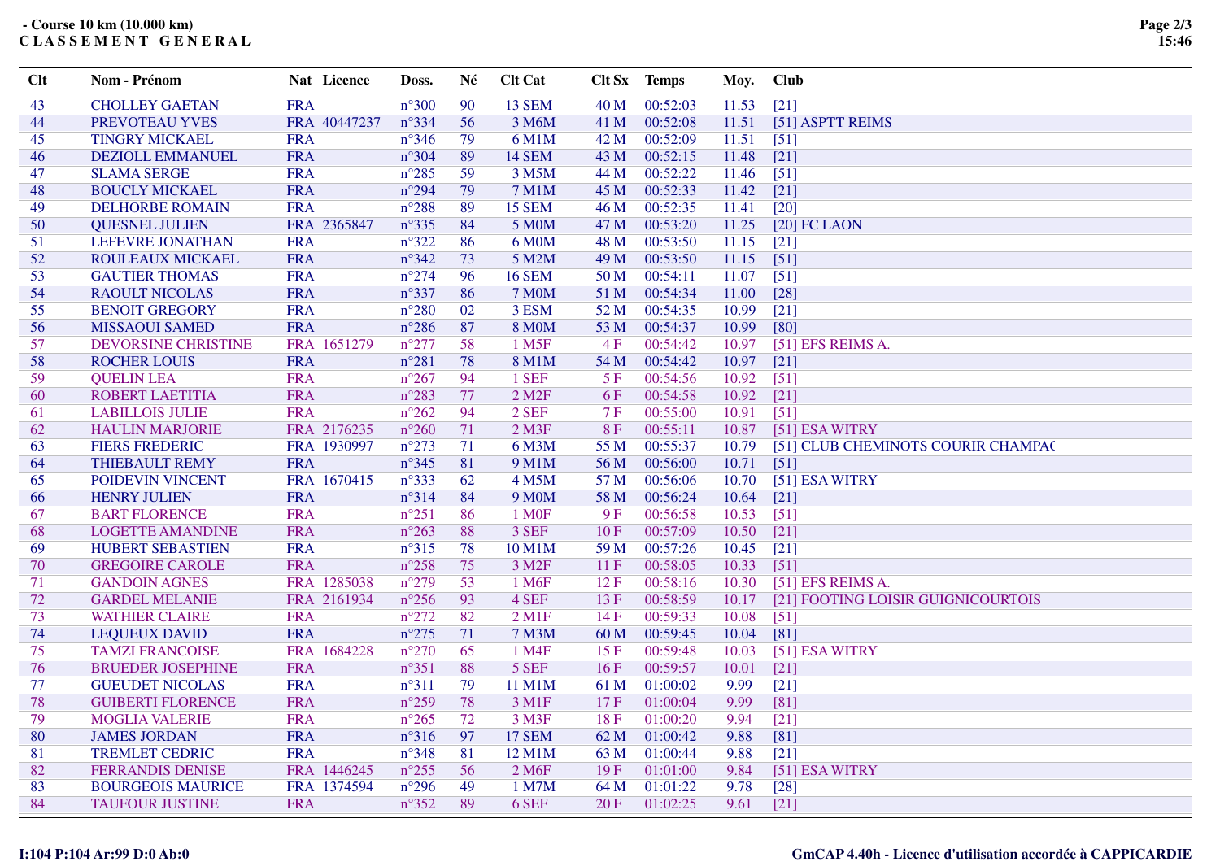**- Course 10 km (10.000 km)**
**C L A S S E M E N T  G E N E R A L**

| Clt | Nom - Prénom | Nat | Licence | Doss. | Né | Clt Cat | Clt Sx | Temps | Moy. | Club |
|---|---|---|---|---|---|---|---|---|---|---|
| 43 | CHOLLEY GAETAN | FRA | | n°300 | 90 | 13 SEM | 40 M | 00:52:03 | 11.53 | [21] |
| 44 | PREVOTEAU YVES | FRA | 40447237 | n°334 | 56 | 3 M6M | 41 M | 00:52:08 | 11.51 | [51] ASPTT REIMS |
| 45 | TINGRY MICKAEL | FRA | | n°346 | 79 | 6 M1M | 42 M | 00:52:09 | 11.51 | [51] |
| 46 | DEZIOLL EMMANUEL | FRA | | n°304 | 89 | 14 SEM | 43 M | 00:52:15 | 11.48 | [21] |
| 47 | SLAMA SERGE | FRA | | n°285 | 59 | 3 M5M | 44 M | 00:52:22 | 11.46 | [51] |
| 48 | BOUCLY MICKAEL | FRA | | n°294 | 79 | 7 M1M | 45 M | 00:52:33 | 11.42 | [21] |
| 49 | DELHORBE ROMAIN | FRA | | n°288 | 89 | 15 SEM | 46 M | 00:52:35 | 11.41 | [20] |
| 50 | QUESNEL JULIEN | FRA | 2365847 | n°335 | 84 | 5 M0M | 47 M | 00:53:20 | 11.25 | [20] FC LAON |
| 51 | LEFEVRE JONATHAN | FRA | | n°322 | 86 | 6 M0M | 48 M | 00:53:50 | 11.15 | [21] |
| 52 | ROULEAUX MICKAEL | FRA | | n°342 | 73 | 5 M2M | 49 M | 00:53:50 | 11.15 | [51] |
| 53 | GAUTIER THOMAS | FRA | | n°274 | 96 | 16 SEM | 50 M | 00:54:11 | 11.07 | [51] |
| 54 | RAOULT NICOLAS | FRA | | n°337 | 86 | 7 M0M | 51 M | 00:54:34 | 11.00 | [28] |
| 55 | BENOIT GREGORY | FRA | | n°280 | 02 | 3 ESM | 52 M | 00:54:35 | 10.99 | [21] |
| 56 | MISSAOUI SAMED | FRA | | n°286 | 87 | 8 M0M | 53 M | 00:54:37 | 10.99 | [80] |
| 57 | DEVORSINE CHRISTINE | FRA | 1651279 | n°277 | 58 | 1 M5F | 4 F | 00:54:42 | 10.97 | [51] EFS REIMS A. |
| 58 | ROCHER LOUIS | FRA | | n°281 | 78 | 8 M1M | 54 M | 00:54:42 | 10.97 | [21] |
| 59 | QUELIN LEA | FRA | | n°267 | 94 | 1 SEF | 5 F | 00:54:56 | 10.92 | [51] |
| 60 | ROBERT LAETITIA | FRA | | n°283 | 77 | 2 M2F | 6 F | 00:54:58 | 10.92 | [21] |
| 61 | LABILLOIS JULIE | FRA | | n°262 | 94 | 2 SEF | 7 F | 00:55:00 | 10.91 | [51] |
| 62 | HAULIN MARJORIE | FRA | 2176235 | n°260 | 71 | 2 M3F | 8 F | 00:55:11 | 10.87 | [51] ESA WITRY |
| 63 | FIERS FREDERIC | FRA | 1930997 | n°273 | 71 | 6 M3M | 55 M | 00:55:37 | 10.79 | [51] CLUB CHEMINOTS COURIR CHAMPAC |
| 64 | THIEBAULT REMY | FRA | | n°345 | 81 | 9 M1M | 56 M | 00:56:00 | 10.71 | [51] |
| 65 | POIDEVIN VINCENT | FRA | 1670415 | n°333 | 62 | 4 M5M | 57 M | 00:56:06 | 10.70 | [51] ESA WITRY |
| 66 | HENRY JULIEN | FRA | | n°314 | 84 | 9 M0M | 58 M | 00:56:24 | 10.64 | [21] |
| 67 | BART FLORENCE | FRA | | n°251 | 86 | 1 M0F | 9 F | 00:56:58 | 10.53 | [51] |
| 68 | LOGETTE AMANDINE | FRA | | n°263 | 88 | 3 SEF | 10 F | 00:57:09 | 10.50 | [21] |
| 69 | HUBERT SEBASTIEN | FRA | | n°315 | 78 | 10 M1M | 59 M | 00:57:26 | 10.45 | [21] |
| 70 | GREGOIRE CAROLE | FRA | | n°258 | 75 | 3 M2F | 11 F | 00:58:05 | 10.33 | [51] |
| 71 | GANDOIN AGNES | FRA | 1285038 | n°279 | 53 | 1 M6F | 12 F | 00:58:16 | 10.30 | [51] EFS REIMS A. |
| 72 | GARDEL MELANIE | FRA | 2161934 | n°256 | 93 | 4 SEF | 13 F | 00:58:59 | 10.17 | [21] FOOTING LOISIR GUIGNICOURTOIS |
| 73 | WATHIER CLAIRE | FRA | | n°272 | 82 | 2 M1F | 14 F | 00:59:33 | 10.08 | [51] |
| 74 | LEQUEUX DAVID | FRA | | n°275 | 71 | 7 M3M | 60 M | 00:59:45 | 10.04 | [81] |
| 75 | TAMZI FRANCOISE | FRA | 1684228 | n°270 | 65 | 1 M4F | 15 F | 00:59:48 | 10.03 | [51] ESA WITRY |
| 76 | BRUEDER JOSEPHINE | FRA | | n°351 | 88 | 5 SEF | 16 F | 00:59:57 | 10.01 | [21] |
| 77 | GUEUDET NICOLAS | FRA | | n°311 | 79 | 11 M1M | 61 M | 01:00:02 | 9.99 | [21] |
| 78 | GUIBERTI FLORENCE | FRA | | n°259 | 78 | 3 M1F | 17 F | 01:00:04 | 9.99 | [81] |
| 79 | MOGLIA VALERIE | FRA | | n°265 | 72 | 3 M3F | 18 F | 01:00:20 | 9.94 | [21] |
| 80 | JAMES JORDAN | FRA | | n°316 | 97 | 17 SEM | 62 M | 01:00:42 | 9.88 | [81] |
| 81 | TREMLET CEDRIC | FRA | | n°348 | 81 | 12 M1M | 63 M | 01:00:44 | 9.88 | [21] |
| 82 | FERRANDIS DENISE | FRA | 1446245 | n°255 | 56 | 2 M6F | 19 F | 01:01:00 | 9.84 | [51] ESA WITRY |
| 83 | BOURGEOIS MAURICE | FRA | 1374594 | n°296 | 49 | 1 M7M | 64 M | 01:01:22 | 9.78 | [28] |
| 84 | TAUFOUR JUSTINE | FRA | | n°352 | 89 | 6 SEF | 20 F | 01:02:25 | 9.61 | [21] |

I:104 P:104 Ar:99 D:0 Ab:0

GmCAP 4.40h - Licence d'utilisation accordée à CAPPICARDIE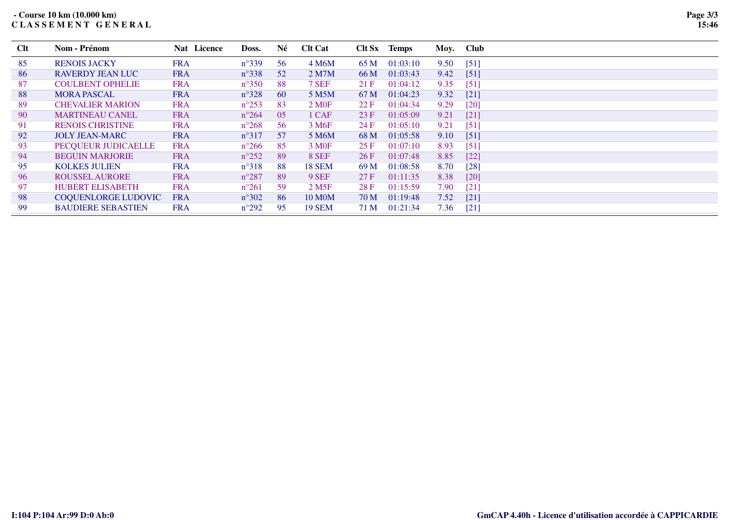**- Course 10 km (10.000 km)**
**C L A S S E M E N T   G E N E R A L**

| Clt | Nom - Prénom | Nat | Licence | Doss. | Né | Clt Cat | Clt Sx | Temps | Moy. | Club |
|---|---|---|---|---|---|---|---|---|---|---|
| 85 | RENOIS JACKY | FRA | | n°339 | 56 | 4 M6M | 65 M | 01:03:10 | 9.50 | [51] |
| 86 | RAVERDY JEAN LUC | FRA | | n°338 | 52 | 2 M7M | 66 M | 01:03:43 | 9.42 | [51] |
| 87 | COULBENT OPHELIE | FRA | | n°350 | 88 | 7 SEF | 21 F | 01:04:12 | 9.35 | [51] |
| 88 | MORA PASCAL | FRA | | n°328 | 60 | 5 M5M | 67 M | 01:04:23 | 9.32 | [21] |
| 89 | CHEVALIER MARION | FRA | | n°253 | 83 | 2 M0F | 22 F | 01:04:34 | 9.29 | [20] |
| 90 | MARTINEAU CANEL | FRA | | n°264 | 05 | 1 CAF | 23 F | 01:05:09 | 9.21 | [21] |
| 91 | RENOIS CHRISTINE | FRA | | n°268 | 56 | 3 M6F | 24 F | 01:05:10 | 9.21 | [51] |
| 92 | JOLY JEAN-MARC | FRA | | n°317 | 57 | 5 M6M | 68 M | 01:05:58 | 9.10 | [51] |
| 93 | PECQUEUR JUDICAELLE | FRA | | n°266 | 85 | 3 M0F | 25 F | 01:07:10 | 8.93 | [51] |
| 94 | BEGUIN MARJORIE | FRA | | n°252 | 89 | 8 SEF | 26 F | 01:07:48 | 8.85 | [22] |
| 95 | KOLKES JULIEN | FRA | | n°318 | 88 | 18 SEM | 69 M | 01:08:58 | 8.70 | [28] |
| 96 | ROUSSEL AURORE | FRA | | n°287 | 89 | 9 SEF | 27 F | 01:11:35 | 8.38 | [20] |
| 97 | HUBERT ELISABETH | FRA | | n°261 | 59 | 2 M5F | 28 F | 01:15:59 | 7.90 | [21] |
| 98 | COQUENLORGE LUDOVIC | FRA | | n°302 | 86 | 10 M0M | 70 M | 01:19:48 | 7.52 | [21] |
| 99 | BAUDIERE SEBASTIEN | FRA | | n°292 | 95 | 19 SEM | 71 M | 01:21:34 | 7.36 | [21] |

**I:104 P:104 Ar:99 D:0 Ab:0**

**GmCAP 4.40h - Licence d'utilisation accordée à CAPPICARDIE**